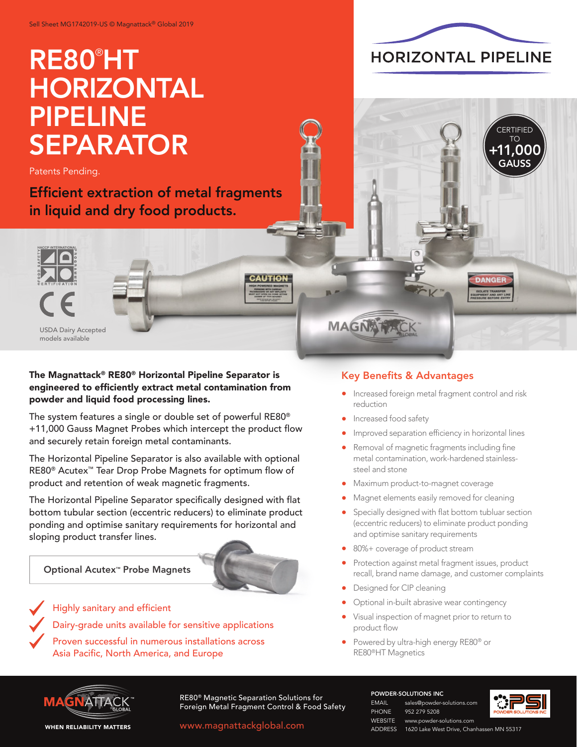Sell Sheet MG1742019-US © Magnattack® Global 2019

# RE80®HT HORIZONTAL PIPELINE SEPARATOR

Patents Pending.

## Efficient extraction of metal fragments in liquid and dry food products.

HORIZONTAL PIPELINE

CERTIFIED TO +11,000 GAUSS

USDA Dairy Accepted models available

**The Magnattack® RE80® Horizontal Pipeline Separator is engineered to efficiently extract metal contamination from powder and liquid food processing lines.**

The system features a single or double set of powerful RE80® +11,000 Gauss Magnet Probes which intercept the product flow and securely retain foreign metal contaminants.

The Horizontal Pipeline Separator is also available with optional RE80® Acutex™ Tear Drop Probe Magnets for optimum flow of product and retention of weak magnetic fragments.

The Horizontal Pipeline Separator specifically designed with flat bottom tubular section (eccentric reducers) to eliminate product ponding and optimise sanitary requirements for horizontal and sloping product transfer lines.

Optional Acutex™ Probe Magnets

- Highly sanitary and efficient
- Dairy-grade units available for sensitive applications
- Proven successful in numerous installations across Asia Pacific, North America, and Europe

## Key Benefits & Advantages

- Increased foreign metal fragment control and risk reduction
- Increased food safety
- Improved separation efficiency in horizontal lines
- Removal of magnetic fragments including fine metal contamination, work-hardened stainless-steel and stone
- Maximum product-to-magnet coverage
- Magnet elements easily removed for cleaning
- Specially designed with flat bottom tubluar section (eccentric reducers) to eliminate product ponding and optimise sanitary requirements
- 80%+ coverage of product stream
- Protection against metal fragment issues, product recall, brand name damage, and customer complaints
- Designed for CIP cleaning
- Optional in-built abrasive wear contingency
- Visual inspection of magnet prior to return to product flow
- Powered by ultra-high energy RE80® or RE80®HT Magnetics

MAGNATTACK™ GLOBAL — WHEN RELIABILITY MATTERS

RE80® Magnetic Separation Solutions for Foreign Metal Fragment Control & Food Safety

www.magnattackglobal.com

POWDER-SOLUTIONS INC
EMAIL sales@powder-solutions.com
PHONE 952 279 5208
WEBSITE www.powder-solutions.com
ADDRESS 1620 Lake West Drive, Chanhassen MN 55317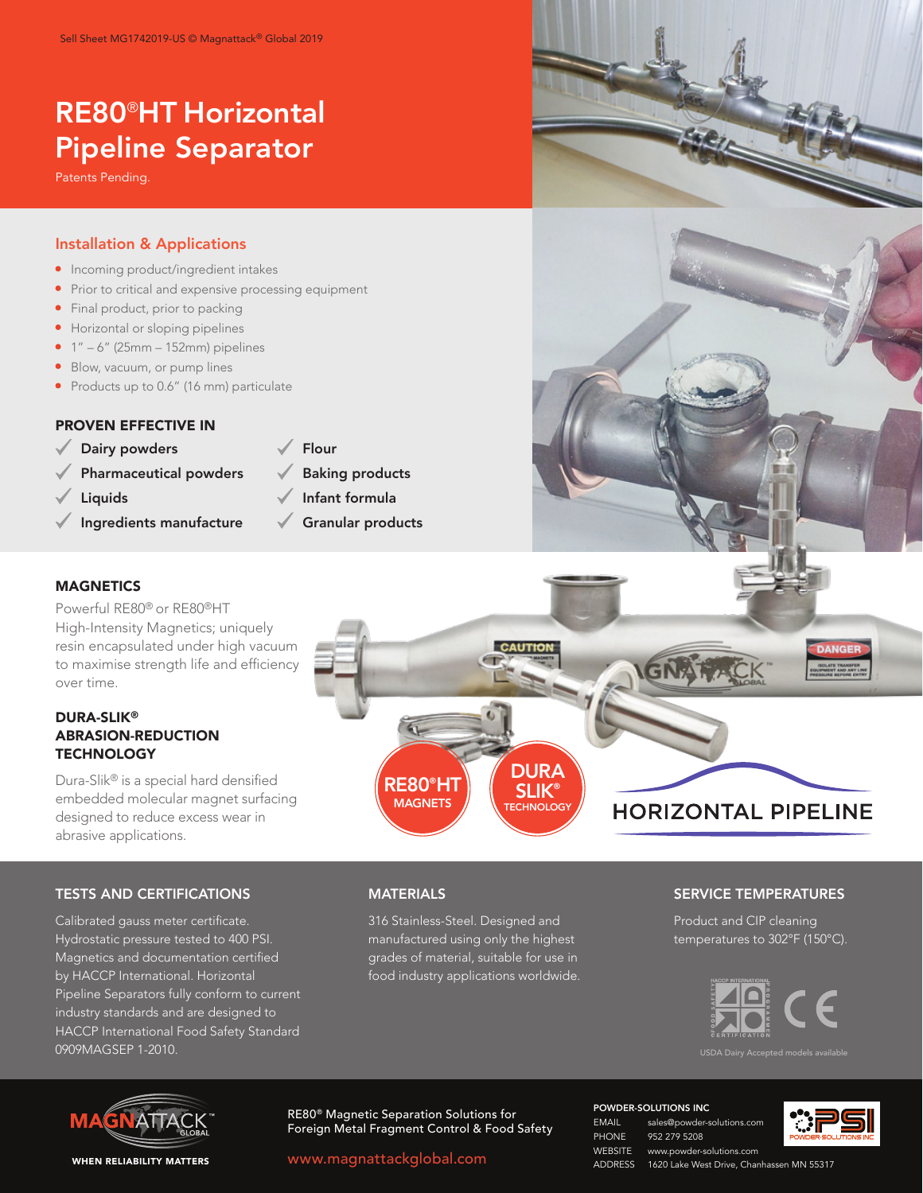Sell Sheet MG1742019-US © Magnattack® Global 2019

# RE80®HT Horizontal Pipeline Separator

Patents Pending.

## Installation & Applications

- Incoming product/ingredient intakes
- Prior to critical and expensive processing equipment
- Final product, prior to packing
- Horizontal or sloping pipelines
- 1" – 6" (25mm – 152mm) pipelines
- Blow, vacuum, or pump lines
- Products up to 0.6" (16 mm) particulate

### PROVEN EFFECTIVE IN

- ✓ Dairy powders
- ✓ Pharmaceutical powders
- ✓ Liquids
- ✓ Ingredients manufacture
- ✓ Flour
- ✓ Baking products
- ✓ Infant formula
- ✓ Granular products

### MAGNETICS

Powerful RE80® or RE80®HT High-Intensity Magnetics; uniquely resin encapsulated under high vacuum to maximise strength life and efficiency over time.

### DURA-SLIK® ABRASION-REDUCTION TECHNOLOGY

Dura-Slik® is a special hard densified embedded molecular magnet surfacing designed to reduce excess wear in abrasive applications.

RE80®HT MAGNETS

DURA SLIK® TECHNOLOGY

HORIZONTAL PIPELINE

### TESTS AND CERTIFICATIONS

Calibrated gauss meter certificate. Hydrostatic pressure tested to 400 PSI. Magnetics and documentation certified by HACCP International. Horizontal Pipeline Separators fully conform to current industry standards and are designed to HACCP International Food Safety Standard 0909MAGSEP 1-2010.

### MATERIALS

316 Stainless-Steel. Designed and manufactured using only the highest grades of material, suitable for use in food industry applications worldwide.

### SERVICE TEMPERATURES

Product and CIP cleaning temperatures to 302°F (150°C).

USDA Dairy Accepted models available

MAGNATTACK™ GLOBAL — WHEN RELIABILITY MATTERS

RE80® Magnetic Separation Solutions for Foreign Metal Fragment Control & Food Safety

www.magnattackglobal.com

**POWDER-SOLUTIONS INC**

EMAIL sales@powder-solutions.com
PHONE 952 279 5208
WEBSITE www.powder-solutions.com
ADDRESS 1620 Lake West Drive, Chanhassen MN 55317